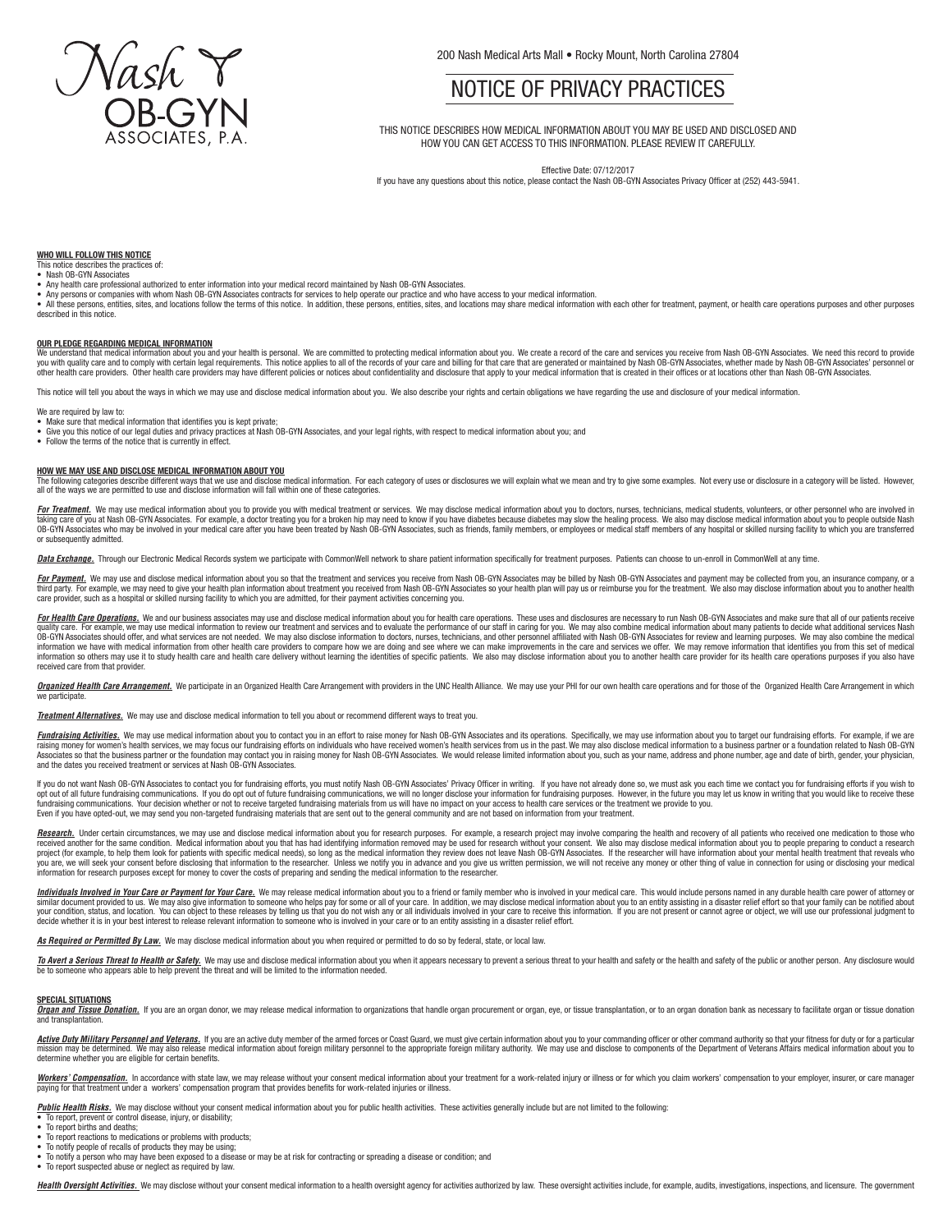Nash OB-GYN ASSOCIATES, P.A.

200 Nash Medical Arts Mall • Rocky Mount, North Carolina 27804

# NOTICE OF PRIVACY PRACTICES

THIS NOTICE DESCRIBES HOW MEDICAL INFORMATION ABOUT YOU MAY BE USED AND DISCLOSED AND HOW YOU CAN GET ACCESS TO THIS INFORMATION. PLEASE REVIEW IT CAREFULLY.

Effective Date: 07/12/2017

If you have any questions about this notice, please contact the Nash OB-GYN Associates Privacy Officer at (252) 443-5941.

## WHO WILL FOLLOW THIS NOTICE

This notice describes the practices of:

- Nash OB-GYN Associates
- Any health care professional authorized to enter information into your medical record maintained by Nash OB-GYN Associates.
- Any persons or companies with whom Nash OB-GYN Associates contracts for services to help operate our practice and who have access to your medical information.
- All these persons, entities, sites, and locations follow the terms of this notice. In addition, these persons, entities, sites, and locations may share medical information with each other for treatment, payment, or health care operations purposes and other purposes described in this notice.

## OUR PLEDGE REGARDING MEDICAL INFORMATION

We understand that medical information about you and your health is personal. We are committed to protecting medical information about you. We create a record of the care and services you receive from Nash OB-GYN Associates. We need this record to provide you with quality care and to comply with certain legal requirements. This notice applies to all of the records of your care and billing for that care that are generated or maintained by Nash OB-GYN Associates, whether made by Nash OB-GYN Associates' personnel or other health care providers. Other health care providers may have different policies or notices about confidentiality and disclosure that apply to your medical information that is created in their offices or at locations other than Nash OB-GYN Associates.

This notice will tell you about the ways in which we may use and disclose medical information about you. We also describe your rights and certain obligations we have regarding the use and disclosure of your medical information.

We are required by law to:

- Make sure that medical information that identifies you is kept private;
- Give you this notice of our legal duties and privacy practices at Nash OB-GYN Associates, and your legal rights, with respect to medical information about you; and
- Follow the terms of the notice that is currently in effect.

## HOW WE MAY USE AND DISCLOSE MEDICAL INFORMATION ABOUT YOU

The following categories describe different ways that we use and disclose medical information. For each category of uses or disclosures we will explain what we mean and try to give some examples. Not every use or disclosure in a category will be listed. However, all of the ways we are permitted to use and disclose information will fall within one of these categories.

***For Treatment.*** We may use medical information about you to provide you with medical treatment or services. We may disclose medical information about you to doctors, nurses, technicians, medical students, volunteers, or other personnel who are involved in taking care of you at Nash OB-GYN Associates. For example, a doctor treating you for a broken hip may need to know if you have diabetes because diabetes may slow the healing process. We also may disclose medical information about you to people outside Nash OB-GYN Associates who may be involved in your medical care after you have been treated by Nash OB-GYN Associates, such as friends, family members, or employees or medical staff members of any hospital or skilled nursing facility to which you are transferred or subsequently admitted.

***Data Exchange.*** Through our Electronic Medical Records system we participate with CommonWell network to share patient information specifically for treatment purposes. Patients can choose to un-enroll in CommonWell at any time.

***For Payment.*** We may use and disclose medical information about you so that the treatment and services you receive from Nash OB-GYN Associates may be billed by Nash OB-GYN Associates and payment may be collected from you, an insurance company, or a third party. For example, we may need to give your health plan information about treatment you received from Nash OB-GYN Associates so your health plan will pay us or reimburse you for the treatment. We also may disclose information about you to another health care provider, such as a hospital or skilled nursing facility to which you are admitted, for their payment activities concerning you.

***For Health Care Operations.*** We and our business associates may use and disclose medical information about you for health care operations. These uses and disclosures are necessary to run Nash OB-GYN Associates and make sure that all of our patients receive quality care. For example, we may use medical information to review our treatment and services and to evaluate the performance of our staff in caring for you. We may also combine medical information about many patients to decide what additional services Nash OB-GYN Associates should offer, and what services are not needed. We may also disclose information to doctors, nurses, technicians, and other personnel affiliated with Nash OB-GYN Associates for review and learning purposes. We may also combine the medical information we have with medical information from other health care providers to compare how we are doing and see where we can make improvements in the care and services we offer. We may remove information that identifies you from this set of medical information so others may use it to study health care and health care delivery without learning the identities of specific patients. We also may disclose information about you to another health care provider for its health care operations purposes if you also have received care from that provider.

***Organized Health Care Arrangement.*** We participate in an Organized Health Care Arrangement with providers in the UNC Health Alliance. We may use your PHI for our own health care operations and for those of the Organized Health Care Arrangement in which we participate.

***Treatment Alternatives.*** We may use and disclose medical information to tell you about or recommend different ways to treat you.

***Fundraising Activities.*** We may use medical information about you to contact you in an effort to raise money for Nash OB-GYN Associates and its operations. Specifically, we may use information about you to target our fundraising efforts. For example, if we are raising money for women's health services, we may focus our fundraising efforts on individuals who have received women's health services from us in the past. We may also disclose medical information to a business partner or a foundation related to Nash OB-GYN Associates so that the business partner or the foundation may contact you in raising money for Nash OB-GYN Associates. We would release limited information about you, such as your name, address and phone number, age and date of birth, gender, your physician, and the dates you received treatment or services at Nash OB-GYN Associates.

If you do not want Nash OB-GYN Associates to contact you for fundraising efforts, you must notify Nash OB-GYN Associates' Privacy Officer in writing. If you have not already done so, we must ask you each time we contact you for fundraising efforts if you wish to opt out of all future fundraising communications. If you do opt out of future fundraising communications, we will no longer disclose your information for fundraising purposes. However, in the future you may let us know in writing that you would like to receive these fundraising communications. Your decision whether or not to receive targeted fundraising materials from us will have no impact on your access to health care services or the treatment we provide to you.
Even if you have opted-out, we may send you non-targeted fundraising materials that are sent out to the general community and are not based on information from your treatment.

***Research.*** Under certain circumstances, we may use and disclose medical information about you for research purposes. For example, a research project may involve comparing the health and recovery of all patients who received one medication to those who received another for the same condition. Medical information about you that has had identifying information removed may be used for research without your consent. We also may disclose medical information about you to people preparing to conduct a research project (for example, to help them look for patients with specific medical needs), so long as the medical information they review does not leave Nash OB-GYN Associates. If the researcher will have information about your mental health treatment that reveals who you are, we will seek your consent before disclosing that information to the researcher. Unless we notify you in advance and you give us written permission, we will not receive any money or other thing of value in connection for using or disclosing your medical information for research purposes except for money to cover the costs of preparing and sending the medical information to the researcher.

***Individuals Involved in Your Care or Payment for Your Care.*** We may release medical information about you to a friend or family member who is involved in your medical care. This would include persons named in any durable health care power of attorney or similar document provided to us. We may also give information to someone who helps pay for some or all of your care. In addition, we may disclose medical information about you to an entity assisting in a disaster relief effort so that your family can be notified about your condition, status, and location. You can object to these releases by telling us that you do not wish any or all individuals involved in your care to receive this information. If you are not present or cannot agree or object, we will use our professional judgment to decide whether it is in your best interest to release relevant information to someone who is involved in your care or to an entity assisting in a disaster relief effort.

***As Required or Permitted By Law.*** We may disclose medical information about you when required or permitted to do so by federal, state, or local law.

***To Avert a Serious Threat to Health or Safety.*** We may use and disclose medical information about you when it appears necessary to prevent a serious threat to your health and safety or the health and safety of the public or another person. Any disclosure would be to someone who appears able to help prevent the threat and will be limited to the information needed.

## SPECIAL SITUATIONS

***Organ and Tissue Donation.*** If you are an organ donor, we may release medical information to organizations that handle organ procurement or organ, eye, or tissue transplantation, or to an organ donation bank as necessary to facilitate organ or tissue donation and transplantation.

***Active Duty Military Personnel and Veterans.*** If you are an active duty member of the armed forces or Coast Guard, we must give certain information about you to your commanding officer or other command authority so that your fitness for duty or for a particular mission may be determined. We may also release medical information about foreign military personnel to the appropriate foreign military authority. We may use and disclose to components of the Department of Veterans Affairs medical information about you to determine whether you are eligible for certain benefits.

***Workers' Compensation.*** In accordance with state law, we may release without your consent medical information about your treatment for a work-related injury or illness or for which you claim workers' compensation to your employer, insurer, or care manager paying for that treatment under a workers' compensation program that provides benefits for work-related injuries or illness.

***Public Health Risks.*** We may disclose without your consent medical information about you for public health activities. These activities generally include but are not limited to the following:

- To report, prevent or control disease, injury, or disability;
- To report births and deaths;
- To report reactions to medications or problems with products;
- To notify people of recalls of products they may be using;
- To notify a person who may have been exposed to a disease or may be at risk for contracting or spreading a disease or condition; and
- To report suspected abuse or neglect as required by law.

***Health Oversight Activities.*** We may disclose without your consent medical information to a health oversight agency for activities authorized by law. These oversight activities include, for example, audits, investigations, inspections, and licensure. The government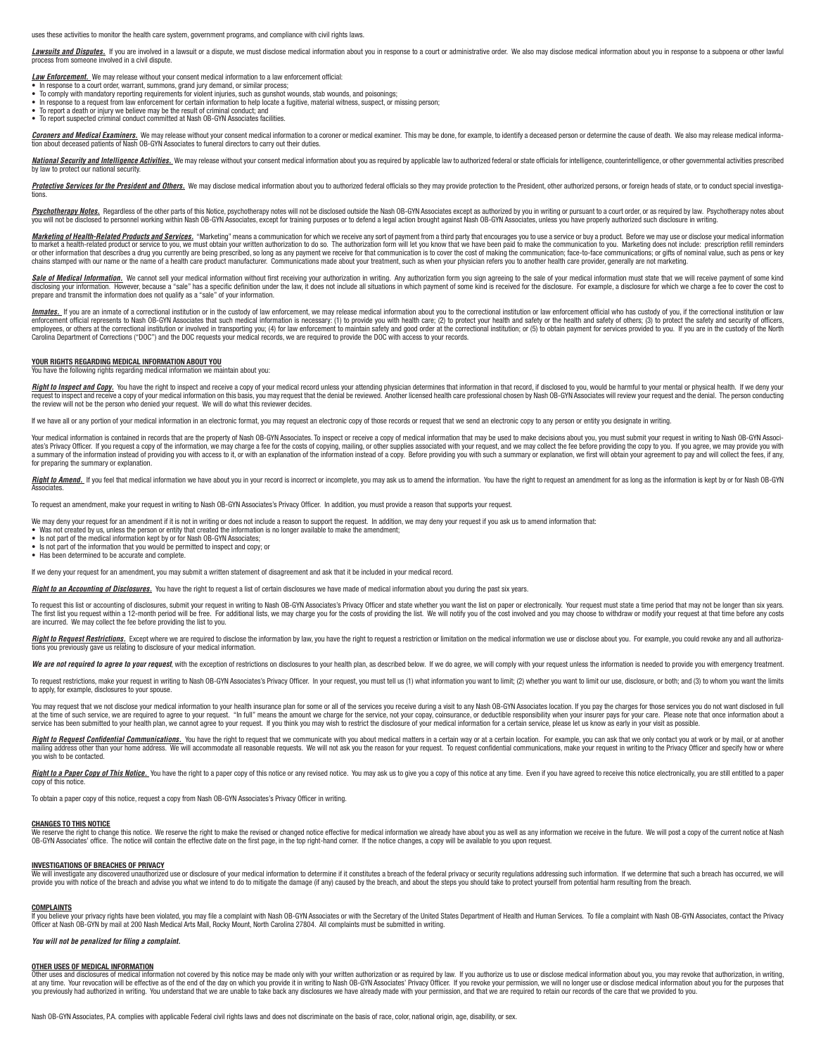uses these activities to monitor the health care system, government programs, and compliance with civil rights laws.

***Lawsuits and Disputes.*** If you are involved in a lawsuit or a dispute, we must disclose medical information about you in response to a court or administrative order. We also may disclose medical information about you in response to a subpoena or other lawful process from someone involved in a civil dispute.

***Law Enforcement.*** We may release without your consent medical information to a law enforcement official:
- In response to a court order, warrant, summons, grand jury demand, or similar process;
- To comply with mandatory reporting requirements for violent injuries, such as gunshot wounds, stab wounds, and poisonings;
- In response to a request from law enforcement for certain information to help locate a fugitive, material witness, suspect, or missing person;
- To report a death or injury we believe may be the result of criminal conduct; and
- To report suspected criminal conduct committed at Nash OB-GYN Associates facilities.

***Coroners and Medical Examiners.*** We may release without your consent medical information to a coroner or medical examiner. This may be done, for example, to identify a deceased person or determine the cause of death. We also may release medical information about deceased patients of Nash OB-GYN Associates to funeral directors to carry out their duties.

***National Security and Intelligence Activities.*** We may release without your consent medical information about you as required by applicable law to authorized federal or state officials for intelligence, counterintelligence, or other governmental activities prescribed by law to protect our national security.

***Protective Services for the President and Others.*** We may disclose medical information about you to authorized federal officials so they may provide protection to the President, other authorized persons, or foreign heads of state, or to conduct special investigations.

***Psychotherapy Notes.*** Regardless of the other parts of this Notice, psychotherapy notes will not be disclosed outside the Nash OB-GYN Associates except as authorized by you in writing or pursuant to a court order, or as required by law. Psychotherapy notes about you will not be disclosed to personnel working within Nash OB-GYN Associates, except for training purposes or to defend a legal action brought against Nash OB-GYN Associates, unless you have properly authorized such disclosure in writing.

***Marketing of Health-Related Products and Services.*** "Marketing" means a communication for which we receive any sort of payment from a third party that encourages you to use a service or buy a product. Before we may use or disclose your medical information to market a health-related product or service to you, we must obtain your written authorization to do so. The authorization form will let you know that we have been paid to make the communication to you. Marketing does not include: prescription refill reminders or other information that describes a drug you currently are being prescribed, so long as any payment we receive for that communication is to cover the cost of making the communication; face-to-face communications; or gifts of nominal value, such as pens or key chains stamped with our name or the name of a health care product manufacturer. Communications made about your treatment, such as when your physician refers you to another health care provider, generally are not marketing.

***Sale of Medical Information.*** We cannot sell your medical information without first receiving your authorization in writing. Any authorization form you sign agreeing to the sale of your medical information must state that we will receive payment of some kind disclosing your information. However, because a "sale" has a specific definition under the law, it does not include all situations in which payment of some kind is received for the disclosure. For example, a disclosure for which we charge a fee to cover the cost to prepare and transmit the information does not qualify as a "sale" of your information.

***Inmates.*** If you are an inmate of a correctional institution or in the custody of law enforcement, we may release medical information about you to the correctional institution or law enforcement official who has custody of you, if the correctional institution or law enforcement official represents to Nash OB-GYN Associates that such medical information is necessary: (1) to provide you with health care; (2) to protect your health and safety or the health and safety of others; (3) to protect the safety and security of officers, employees, or others at the correctional institution or involved in transporting you; (4) for law enforcement to maintain safety and good order at the correctional institution; or (5) to obtain payment for services provided to you. If you are in the custody of the North Carolina Department of Corrections ("DOC") and the DOC requests your medical records, we are required to provide the DOC with access to your records.

## YOUR RIGHTS REGARDING MEDICAL INFORMATION ABOUT YOU

You have the following rights regarding medical information we maintain about you:

***Right to Inspect and Copy.*** You have the right to inspect and receive a copy of your medical record unless your attending physician determines that information in that record, if disclosed to you, would be harmful to your mental or physical health. If we deny your request to inspect and receive a copy of your medical information on this basis, you may request that the denial be reviewed. Another licensed health care professional chosen by Nash OB-GYN Associates will review your request and the denial. The person conducting the review will not be the person who denied your request. We will do what this reviewer decides.

If we have all or any portion of your medical information in an electronic format, you may request an electronic copy of those records or request that we send an electronic copy to any person or entity you designate in writing.

Your medical information is contained in records that are the property of Nash OB-GYN Associates. To inspect or receive a copy of medical information that may be used to make decisions about you, you must submit your request in writing to Nash OB-GYN Associates's Privacy Officer. If you request a copy of the information, we may charge a fee for the costs of copying, mailing, or other supplies associated with your request, and we may collect the fee before providing the copy to you. If you agree, we may provide you with a summary of the information instead of providing you with access to it, or with an explanation of the information instead of a copy. Before providing you with such a summary or explanation, we first will obtain your agreement to pay and will collect the fees, if any, for preparing the summary or explanation.

***Right to Amend.*** If you feel that medical information we have about you in your record is incorrect or incomplete, you may ask us to amend the information. You have the right to request an amendment for as long as the information is kept by or for Nash OB-GYN Associates.

To request an amendment, make your request in writing to Nash OB-GYN Associates's Privacy Officer. In addition, you must provide a reason that supports your request.

We may deny your request for an amendment if it is not in writing or does not include a reason to support the request. In addition, we may deny your request if you ask us to amend information that:
- Was not created by us, unless the person or entity that created the information is no longer available to make the amendment;
- Is not part of the medical information kept by or for Nash OB-GYN Associates;
- Is not part of the information that you would be permitted to inspect and copy; or
- Has been determined to be accurate and complete.

If we deny your request for an amendment, you may submit a written statement of disagreement and ask that it be included in your medical record.

***Right to an Accounting of Disclosures.*** You have the right to request a list of certain disclosures we have made of medical information about you during the past six years.

To request this list or accounting of disclosures, submit your request in writing to Nash OB-GYN Associates's Privacy Officer and state whether you want the list on paper or electronically. Your request must state a time period that may not be longer than six years. The first list you request within a 12-month period will be free. For additional lists, we may charge you for the costs of providing the list. We will notify you of the cost involved and you may choose to withdraw or modify your request at that time before any costs are incurred. We may collect the fee before providing the list to you.

***Right to Request Restrictions.*** Except where we are required to disclose the information by law, you have the right to request a restriction or limitation on the medical information we use or disclose about you. For example, you could revoke any and all authorizations you previously gave us relating to disclosure of your medical information.

***We are not required to agree to your request***, with the exception of restrictions on disclosures to your health plan, as described below. If we do agree, we will comply with your request unless the information is needed to provide you with emergency treatment.

To request restrictions, make your request in writing to Nash OB-GYN Associates's Privacy Officer. In your request, you must tell us (1) what information you want to limit; (2) whether you want to limit our use, disclosure, or both; and (3) to whom you want the limits to apply, for example, disclosures to your spouse.

You may request that we not disclose your medical information to your health insurance plan for some or all of the services you receive during a visit to any Nash OB-GYN Associates location. If you pay the charges for those services you do not want disclosed in full at the time of such service, we are required to agree to your request. "In full" means the amount we charge for the service, not your copay, coinsurance, or deductible responsibility when your insurer pays for your care. Please note that once information about a service has been submitted to your health plan, we cannot agree to your request. If you think you may wish to restrict the disclosure of your medical information for a certain service, please let us know as early in your visit as possible.

***Right to Request Confidential Communications.*** You have the right to request that we communicate with you about medical matters in a certain way or at a certain location. For example, you can ask that we only contact you at work or by mail, or at another mailing address other than your home address. We will accommodate all reasonable requests. We will not ask you the reason for your request. To request confidential communications, make your request in writing to the Privacy Officer and specify how or where you wish to be contacted.

***Right to a Paper Copy of This Notice.*** You have the right to a paper copy of this notice or any revised notice. You may ask us to give you a copy of this notice at any time. Even if you have agreed to receive this notice electronically, you are still entitled to a paper copy of this notice.

To obtain a paper copy of this notice, request a copy from Nash OB-GYN Associates's Privacy Officer in writing.

## CHANGES TO THIS NOTICE

We reserve the right to change this notice. We reserve the right to make the revised or changed notice effective for medical information we already have about you as well as any information we receive in the future. We will post a copy of the current notice at Nash OB-GYN Associates' office. The notice will contain the effective date on the first page, in the top right-hand corner. If the notice changes, a copy will be available to you upon request.

## INVESTIGATIONS OF BREACHES OF PRIVACY

We will investigate any discovered unauthorized use or disclosure of your medical information to determine if it constitutes a breach of the federal privacy or security regulations addressing such information. If we determine that such a breach has occurred, we will provide you with notice of the breach and advise you what we intend to do to mitigate the damage (if any) caused by the breach, and about the steps you should take to protect yourself from potential harm resulting from the breach.

## COMPLAINTS

If you believe your privacy rights have been violated, you may file a complaint with Nash OB-GYN Associates or with the Secretary of the United States Department of Health and Human Services. To file a complaint with Nash OB-GYN Associates, contact the Privacy Officer at Nash OB-GYN by mail at 200 Nash Medical Arts Mall, Rocky Mount, North Carolina 27804. All complaints must be submitted in writing.

***You will not be penalized for filing a complaint.***

## OTHER USES OF MEDICAL INFORMATION

Other uses and disclosures of medical information not covered by this notice may be made only with your written authorization or as required by law. If you authorize us to use or disclose medical information about you, you may revoke that authorization, in writing, at any time. Your revocation will be effective as of the end of the day on which you provide it in writing to Nash OB-GYN Associates' Privacy Officer. If you revoke your permission, we will no longer use or disclose medical information about you for the purposes that you previously had authorized in writing. You understand that we are unable to take back any disclosures we have already made with your permission, and that we are required to retain our records of the care that we provided to you.

Nash OB-GYN Associates, P.A. complies with applicable Federal civil rights laws and does not discriminate on the basis of race, color, national origin, age, disability, or sex.